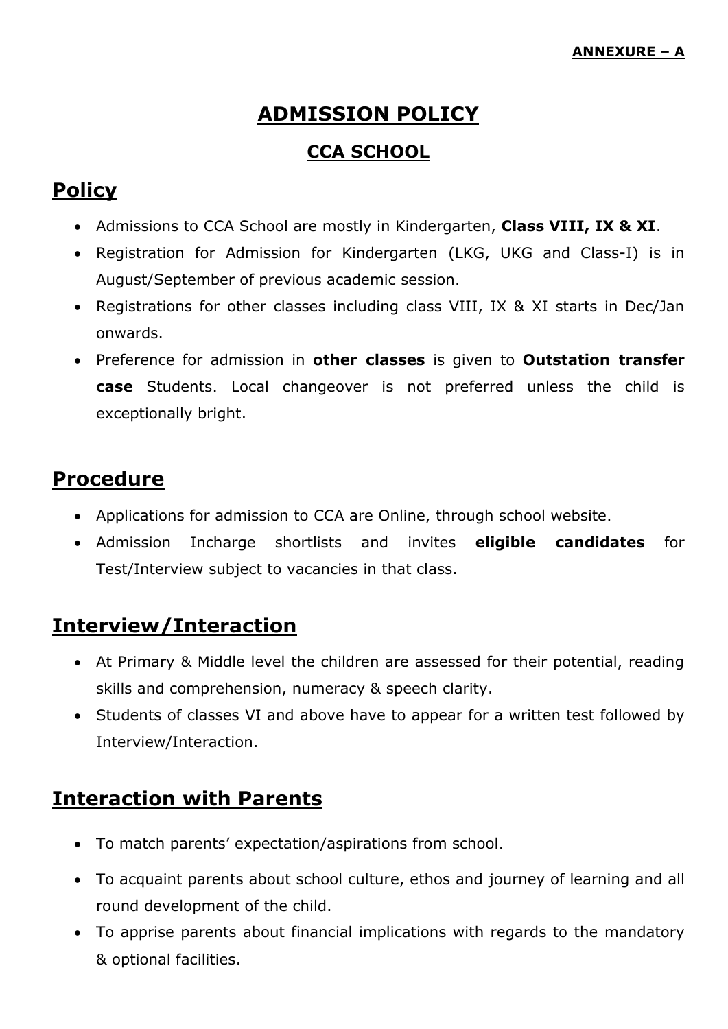**ANNEXURE – A**

# ADMISSION POLICY

## CCA SCHOOL

## Policy

- Admissions to CCA School are mostly in Kindergarten, **Class VIII, IX & XI**.
- Registration for Admission for Kindergarten (LKG, UKG and Class-I) is in August/September of previous academic session.
- Registrations for other classes including class VIII, IX & XI starts in Dec/Jan onwards.
- Preference for admission in **other classes** is given to **Outstation transfer case** Students. Local changeover is not preferred unless the child is exceptionally bright.

## Procedure

- Applications for admission to CCA are Online, through school website.
- Admission Incharge shortlists and invites **eligible candidates** for Test/Interview subject to vacancies in that class.

## Interview/Interaction

- At Primary & Middle level the children are assessed for their potential, reading skills and comprehension, numeracy & speech clarity.
- Students of classes VI and above have to appear for a written test followed by Interview/Interaction.

## Interaction with Parents

- To match parents' expectation/aspirations from school.
- To acquaint parents about school culture, ethos and journey of learning and all round development of the child.
- To apprise parents about financial implications with regards to the mandatory & optional facilities.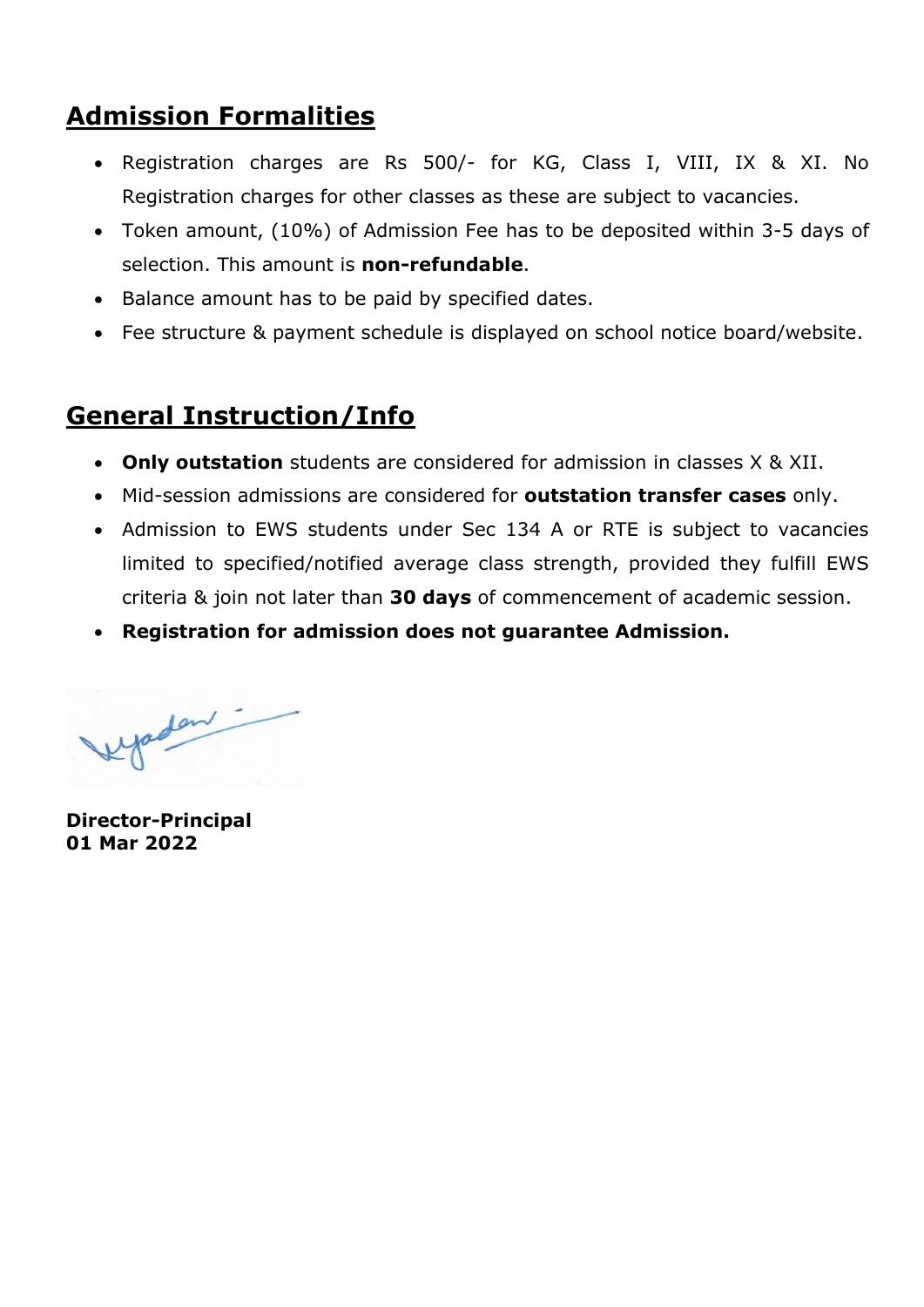## Admission Formalities

- Registration charges are Rs 500/- for KG, Class I, VIII, IX & XI. No Registration charges for other classes as these are subject to vacancies.
- Token amount, (10%) of Admission Fee has to be deposited within 3-5 days of selection. This amount is **non-refundable**.
- Balance amount has to be paid by specified dates.
- Fee structure & payment schedule is displayed on school notice board/website.

## General Instruction/Info

- **Only outstation** students are considered for admission in classes X & XII.
- Mid-session admissions are considered for **outstation transfer cases** only.
- Admission to EWS students under Sec 134 A or RTE is subject to vacancies limited to specified/notified average class strength, provided they fulfill EWS criteria & join not later than **30 days** of commencement of academic session.
- **Registration for admission does not guarantee Admission.**

**Director-Principal**
**01 Mar 2022**